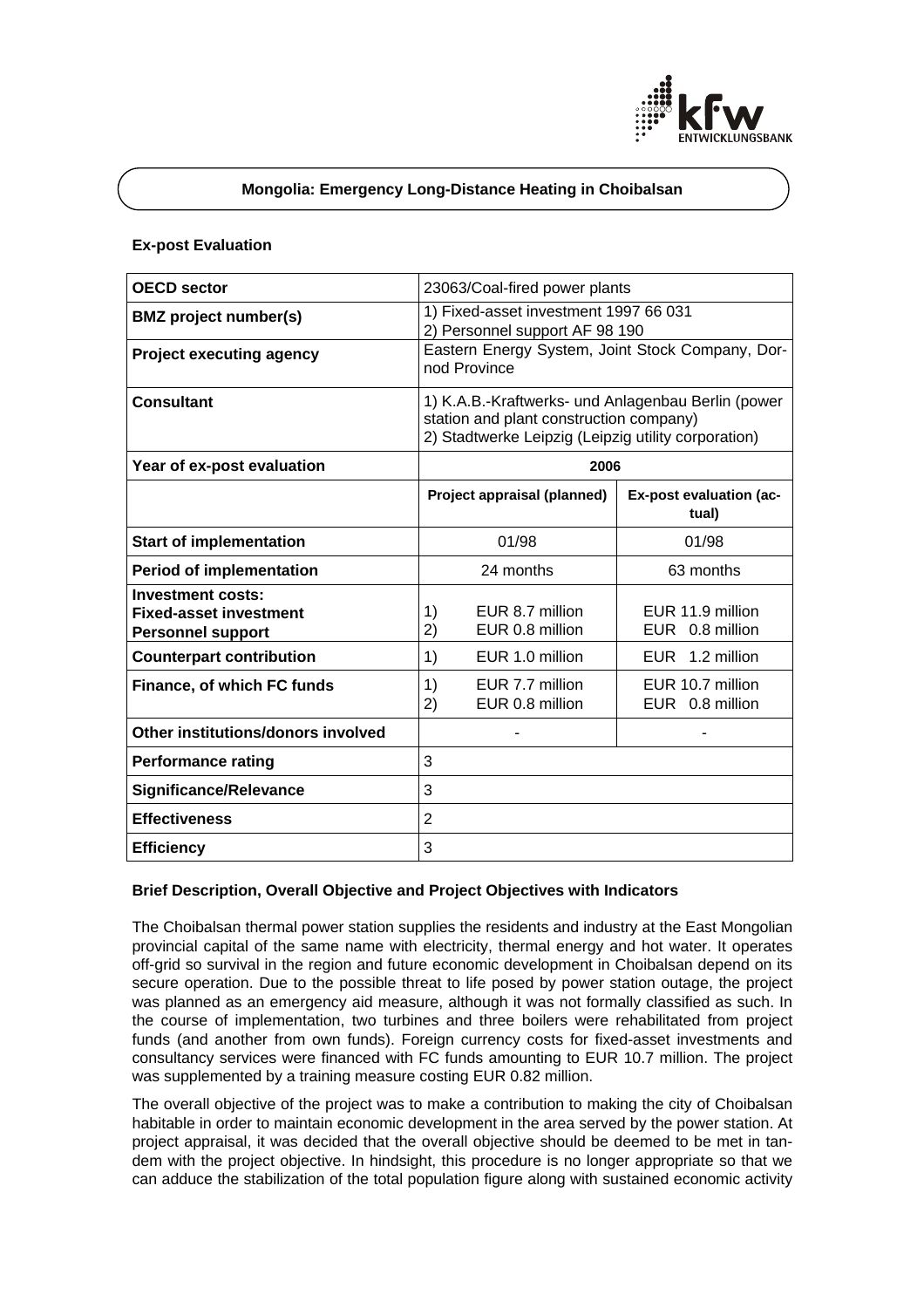# Mongolia: Emergency Long-Distance Heating in Choibalsan

### Ex-post Evaluation

| OECD sector | 23063/Coal-fired power plants | |
|---|---|---|
| **BMZ project number(s)** | 1) Fixed-asset investment 1997 66 031<br>2) Personnel support AF 98 190 | |
| **Project executing agency** | Eastern Energy System, Joint Stock Company, Dornod Province | |
| **Consultant** | 1) K.A.B.-Kraftwerks- und Anlagenbau Berlin (power station and plant construction company)<br>2) Stadtwerke Leipzig (Leipzig utility corporation) | |
| **Year of ex-post evaluation** | **2006** | |
| | **Project appraisal (planned)** | **Ex-post evaluation (actual)** |
| **Start of implementation** | 01/98 | 01/98 |
| **Period of implementation** | 24 months | 63 months |
| **Investment costs:**<br>**Fixed-asset investment**<br>**Personnel support** | 1) EUR 8.7 million<br>2) EUR 0.8 million | EUR 11.9 million<br>EUR 0.8 million |
| **Counterpart contribution** | 1) EUR 1.0 million | EUR 1.2 million |
| **Finance, of which FC funds** | 1) EUR 7.7 million<br>2) EUR 0.8 million | EUR 10.7 million<br>EUR 0.8 million |
| **Other institutions/donors involved** | - | - |
| **Performance rating** | 3 | |
| **Significance/Relevance** | 3 | |
| **Effectiveness** | 2 | |
| **Efficiency** | 3 | |

### Brief Description, Overall Objective and Project Objectives with Indicators

The Choibalsan thermal power station supplies the residents and industry at the East Mongolian provincial capital of the same name with electricity, thermal energy and hot water. It operates off-grid so survival in the region and future economic development in Choibalsan depend on its secure operation. Due to the possible threat to life posed by power station outage, the project was planned as an emergency aid measure, although it was not formally classified as such. In the course of implementation, two turbines and three boilers were rehabilitated from project funds (and another from own funds). Foreign currency costs for fixed-asset investments and consultancy services were financed with FC funds amounting to EUR 10.7 million. The project was supplemented by a training measure costing EUR 0.82 million.

The overall objective of the project was to make a contribution to making the city of Choibalsan habitable in order to maintain economic development in the area served by the power station. At project appraisal, it was decided that the overall objective should be deemed to be met in tandem with the project objective. In hindsight, this procedure is no longer appropriate so that we can adduce the stabilization of the total population figure along with sustained economic activity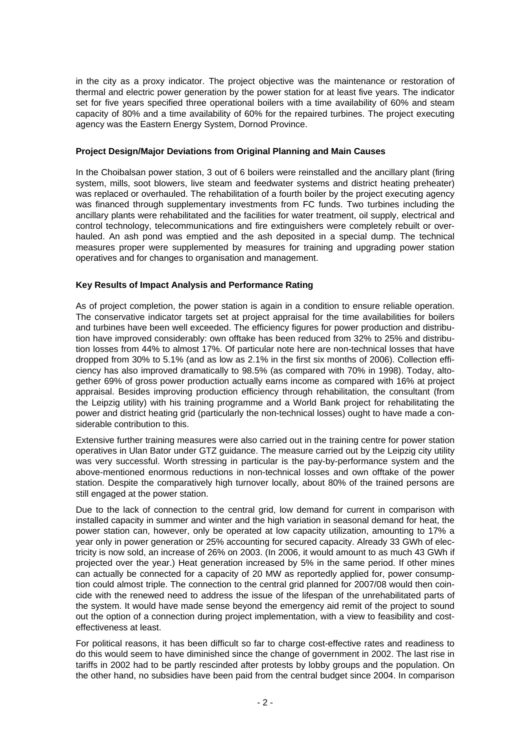in the city as a proxy indicator. The project objective was the maintenance or restoration of thermal and electric power generation by the power station for at least five years. The indicator set for five years specified three operational boilers with a time availability of 60% and steam capacity of 80% and a time availability of 60% for the repaired turbines. The project executing agency was the Eastern Energy System, Dornod Province.

**Project Design/Major Deviations from Original Planning and Main Causes**

In the Choibalsan power station, 3 out of 6 boilers were reinstalled and the ancillary plant (firing system, mills, soot blowers, live steam and feedwater systems and district heating preheater) was replaced or overhauled. The rehabilitation of a fourth boiler by the project executing agency was financed through supplementary investments from FC funds. Two turbines including the ancillary plants were rehabilitated and the facilities for water treatment, oil supply, electrical and control technology, telecommunications and fire extinguishers were completely rebuilt or overhauled. An ash pond was emptied and the ash deposited in a special dump. The technical measures proper were supplemented by measures for training and upgrading power station operatives and for changes to organisation and management.

**Key Results of Impact Analysis and Performance Rating**

As of project completion, the power station is again in a condition to ensure reliable operation. The conservative indicator targets set at project appraisal for the time availabilities for boilers and turbines have been well exceeded. The efficiency figures for power production and distribution have improved considerably: own offtake has been reduced from 32% to 25% and distribution losses from 44% to almost 17%. Of particular note here are non-technical losses that have dropped from 30% to 5.1% (and as low as 2.1% in the first six months of 2006). Collection efficiency has also improved dramatically to 98.5% (as compared with 70% in 1998). Today, altogether 69% of gross power production actually earns income as compared with 16% at project appraisal. Besides improving production efficiency through rehabilitation, the consultant (from the Leipzig utility) with his training programme and a World Bank project for rehabilitating the power and district heating grid (particularly the non-technical losses) ought to have made a considerable contribution to this.

Extensive further training measures were also carried out in the training centre for power station operatives in Ulan Bator under GTZ guidance. The measure carried out by the Leipzig city utility was very successful. Worth stressing in particular is the pay-by-performance system and the above-mentioned enormous reductions in non-technical losses and own offtake of the power station. Despite the comparatively high turnover locally, about 80% of the trained persons are still engaged at the power station.

Due to the lack of connection to the central grid, low demand for current in comparison with installed capacity in summer and winter and the high variation in seasonal demand for heat, the power station can, however, only be operated at low capacity utilization, amounting to 17% a year only in power generation or 25% accounting for secured capacity. Already 33 GWh of electricity is now sold, an increase of 26% on 2003. (In 2006, it would amount to as much 43 GWh if projected over the year.) Heat generation increased by 5% in the same period. If other mines can actually be connected for a capacity of 20 MW as reportedly applied for, power consumption could almost triple. The connection to the central grid planned for 2007/08 would then coincide with the renewed need to address the issue of the lifespan of the unrehabilitated parts of the system. It would have made sense beyond the emergency aid remit of the project to sound out the option of a connection during project implementation, with a view to feasibility and cost-effectiveness at least.

For political reasons, it has been difficult so far to charge cost-effective rates and readiness to do this would seem to have diminished since the change of government in 2002. The last rise in tariffs in 2002 had to be partly rescinded after protests by lobby groups and the population. On the other hand, no subsidies have been paid from the central budget since 2004. In comparison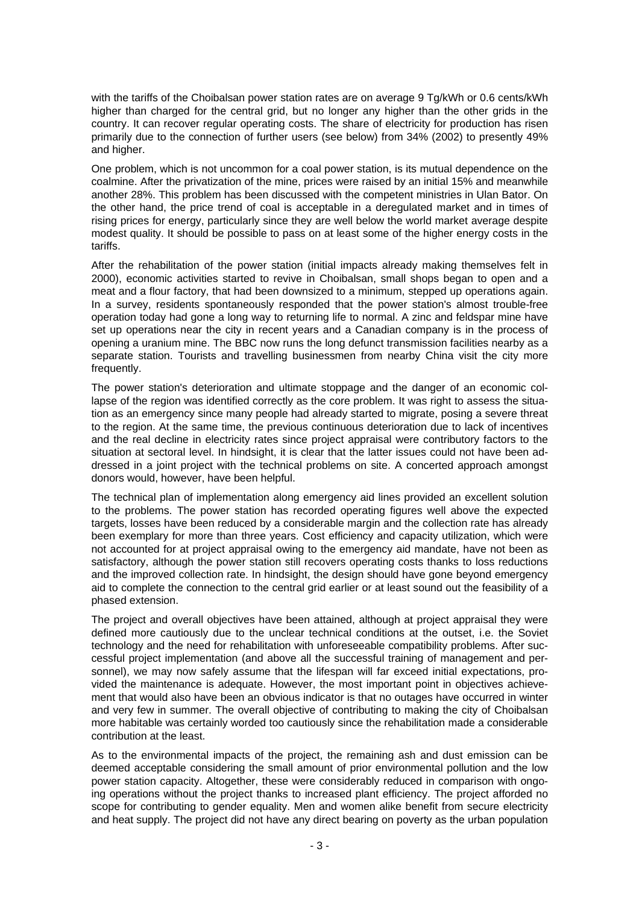with the tariffs of the Choibalsan power station rates are on average 9 Tg/kWh or 0.6 cents/kWh higher than charged for the central grid, but no longer any higher than the other grids in the country. It can recover regular operating costs. The share of electricity for production has risen primarily due to the connection of further users (see below) from 34% (2002) to presently 49% and higher.

One problem, which is not uncommon for a coal power station, is its mutual dependence on the coalmine. After the privatization of the mine, prices were raised by an initial 15% and meanwhile another 28%. This problem has been discussed with the competent ministries in Ulan Bator. On the other hand, the price trend of coal is acceptable in a deregulated market and in times of rising prices for energy, particularly since they are well below the world market average despite modest quality. It should be possible to pass on at least some of the higher energy costs in the tariffs.

After the rehabilitation of the power station (initial impacts already making themselves felt in 2000), economic activities started to revive in Choibalsan, small shops began to open and a meat and a flour factory, that had been downsized to a minimum, stepped up operations again. In a survey, residents spontaneously responded that the power station's almost trouble-free operation today had gone a long way to returning life to normal. A zinc and feldspar mine have set up operations near the city in recent years and a Canadian company is in the process of opening a uranium mine. The BBC now runs the long defunct transmission facilities nearby as a separate station. Tourists and travelling businessmen from nearby China visit the city more frequently.

The power station's deterioration and ultimate stoppage and the danger of an economic collapse of the region was identified correctly as the core problem. It was right to assess the situation as an emergency since many people had already started to migrate, posing a severe threat to the region. At the same time, the previous continuous deterioration due to lack of incentives and the real decline in electricity rates since project appraisal were contributory factors to the situation at sectoral level. In hindsight, it is clear that the latter issues could not have been addressed in a joint project with the technical problems on site. A concerted approach amongst donors would, however, have been helpful.

The technical plan of implementation along emergency aid lines provided an excellent solution to the problems. The power station has recorded operating figures well above the expected targets, losses have been reduced by a considerable margin and the collection rate has already been exemplary for more than three years. Cost efficiency and capacity utilization, which were not accounted for at project appraisal owing to the emergency aid mandate, have not been as satisfactory, although the power station still recovers operating costs thanks to loss reductions and the improved collection rate. In hindsight, the design should have gone beyond emergency aid to complete the connection to the central grid earlier or at least sound out the feasibility of a phased extension.

The project and overall objectives have been attained, although at project appraisal they were defined more cautiously due to the unclear technical conditions at the outset, i.e. the Soviet technology and the need for rehabilitation with unforeseeable compatibility problems. After successful project implementation (and above all the successful training of management and personnel), we may now safely assume that the lifespan will far exceed initial expectations, provided the maintenance is adequate. However, the most important point in objectives achievement that would also have been an obvious indicator is that no outages have occurred in winter and very few in summer. The overall objective of contributing to making the city of Choibalsan more habitable was certainly worded too cautiously since the rehabilitation made a considerable contribution at the least.

As to the environmental impacts of the project, the remaining ash and dust emission can be deemed acceptable considering the small amount of prior environmental pollution and the low power station capacity. Altogether, these were considerably reduced in comparison with ongoing operations without the project thanks to increased plant efficiency. The project afforded no scope for contributing to gender equality. Men and women alike benefit from secure electricity and heat supply. The project did not have any direct bearing on poverty as the urban population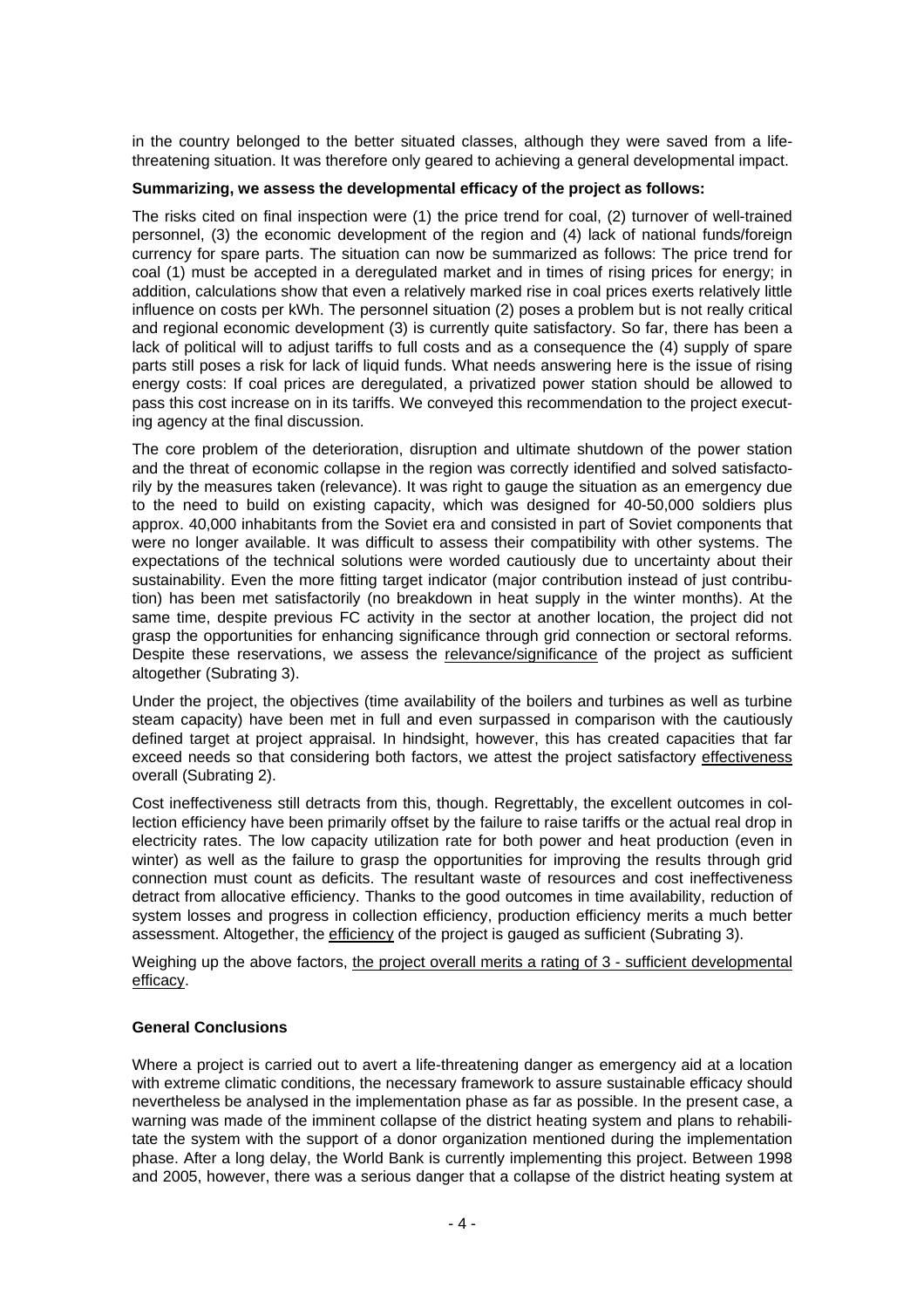in the country belonged to the better situated classes, although they were saved from a life-threatening situation. It was therefore only geared to achieving a general developmental impact.

**Summarizing, we assess the developmental efficacy of the project as follows:**

The risks cited on final inspection were (1) the price trend for coal, (2) turnover of well-trained personnel, (3) the economic development of the region and (4) lack of national funds/foreign currency for spare parts. The situation can now be summarized as follows: The price trend for coal (1) must be accepted in a deregulated market and in times of rising prices for energy; in addition, calculations show that even a relatively marked rise in coal prices exerts relatively little influence on costs per kWh. The personnel situation (2) poses a problem but is not really critical and regional economic development (3) is currently quite satisfactory. So far, there has been a lack of political will to adjust tariffs to full costs and as a consequence the (4) supply of spare parts still poses a risk for lack of liquid funds. What needs answering here is the issue of rising energy costs: If coal prices are deregulated, a privatized power station should be allowed to pass this cost increase on in its tariffs. We conveyed this recommendation to the project executing agency at the final discussion.

The core problem of the deterioration, disruption and ultimate shutdown of the power station and the threat of economic collapse in the region was correctly identified and solved satisfactorily by the measures taken (relevance). It was right to gauge the situation as an emergency due to the need to build on existing capacity, which was designed for 40-50,000 soldiers plus approx. 40,000 inhabitants from the Soviet era and consisted in part of Soviet components that were no longer available. It was difficult to assess their compatibility with other systems. The expectations of the technical solutions were worded cautiously due to uncertainty about their sustainability. Even the more fitting target indicator (major contribution instead of just contribution) has been met satisfactorily (no breakdown in heat supply in the winter months). At the same time, despite previous FC activity in the sector at another location, the project did not grasp the opportunities for enhancing significance through grid connection or sectoral reforms. Despite these reservations, we assess the relevance/significance of the project as sufficient altogether (Subrating 3).

Under the project, the objectives (time availability of the boilers and turbines as well as turbine steam capacity) have been met in full and even surpassed in comparison with the cautiously defined target at project appraisal. In hindsight, however, this has created capacities that far exceed needs so that considering both factors, we attest the project satisfactory effectiveness overall (Subrating 2).

Cost ineffectiveness still detracts from this, though. Regrettably, the excellent outcomes in collection efficiency have been primarily offset by the failure to raise tariffs or the actual real drop in electricity rates. The low capacity utilization rate for both power and heat production (even in winter) as well as the failure to grasp the opportunities for improving the results through grid connection must count as deficits. The resultant waste of resources and cost ineffectiveness detract from allocative efficiency. Thanks to the good outcomes in time availability, reduction of system losses and progress in collection efficiency, production efficiency merits a much better assessment. Altogether, the efficiency of the project is gauged as sufficient (Subrating 3).

Weighing up the above factors, the project overall merits a rating of 3 - sufficient developmental efficacy.

**General Conclusions**

Where a project is carried out to avert a life-threatening danger as emergency aid at a location with extreme climatic conditions, the necessary framework to assure sustainable efficacy should nevertheless be analysed in the implementation phase as far as possible. In the present case, a warning was made of the imminent collapse of the district heating system and plans to rehabilitate the system with the support of a donor organization mentioned during the implementation phase. After a long delay, the World Bank is currently implementing this project. Between 1998 and 2005, however, there was a serious danger that a collapse of the district heating system at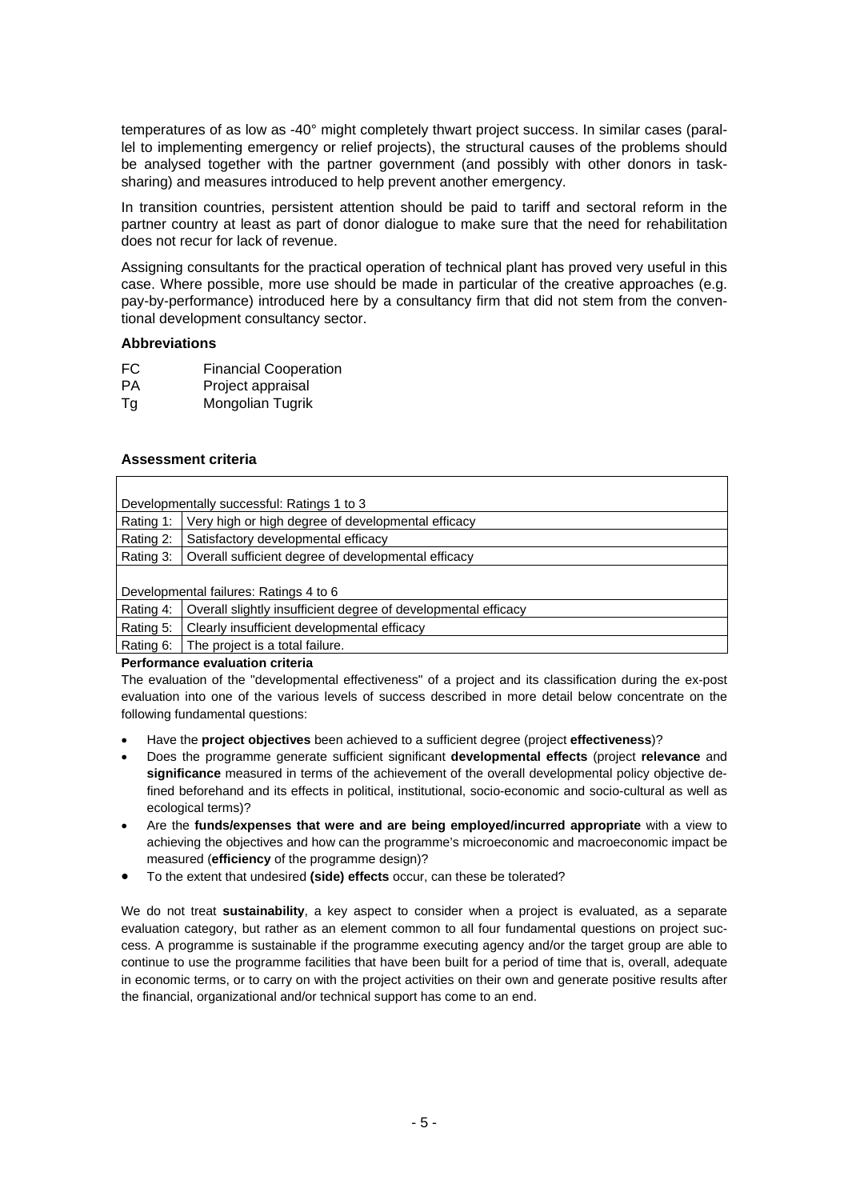temperatures of as low as -40° might completely thwart project success. In similar cases (parallel to implementing emergency or relief projects), the structural causes of the problems should be analysed together with the partner government (and possibly with other donors in task-sharing) and measures introduced to help prevent another emergency.

In transition countries, persistent attention should be paid to tariff and sectoral reform in the partner country at least as part of donor dialogue to make sure that the need for rehabilitation does not recur for lack of revenue.

Assigning consultants for the practical operation of technical plant has proved very useful in this case. Where possible, more use should be made in particular of the creative approaches (e.g. pay-by-performance) introduced here by a consultancy firm that did not stem from the conventional development consultancy sector.

### Abbreviations

| | |
|---|---|
| FC | Financial Cooperation |
| PA | Project appraisal |
| Tg | Mongolian Tugrik |

### Assessment criteria

| | |
|---|---|
| Developmentally successful: Ratings 1 to 3 | |
| Rating 1: | Very high or high degree of developmental efficacy |
| Rating 2: | Satisfactory developmental efficacy |
| Rating 3: | Overall sufficient degree of developmental efficacy |
| Developmental failures: Ratings 4 to 6 | |
| Rating 4: | Overall slightly insufficient degree of developmental efficacy |
| Rating 5: | Clearly insufficient developmental efficacy |
| Rating 6: | The project is a total failure. |

**Performance evaluation criteria**

The evaluation of the "developmental effectiveness" of a project and its classification during the ex-post evaluation into one of the various levels of success described in more detail below concentrate on the following fundamental questions:

- Have the **project objectives** been achieved to a sufficient degree (project **effectiveness**)?
- Does the programme generate sufficient significant **developmental effects** (project **relevance** and **significance** measured in terms of the achievement of the overall developmental policy objective defined beforehand and its effects in political, institutional, socio-economic and socio-cultural as well as ecological terms)?
- Are the **funds/expenses that were and are being employed/incurred appropriate** with a view to achieving the objectives and how can the programme's microeconomic and macroeconomic impact be measured (**efficiency** of the programme design)?
- To the extent that undesired **(side) effects** occur, can these be tolerated?

We do not treat **sustainability**, a key aspect to consider when a project is evaluated, as a separate evaluation category, but rather as an element common to all four fundamental questions on project success. A programme is sustainable if the programme executing agency and/or the target group are able to continue to use the programme facilities that have been built for a period of time that is, overall, adequate in economic terms, or to carry on with the project activities on their own and generate positive results after the financial, organizational and/or technical support has come to an end.